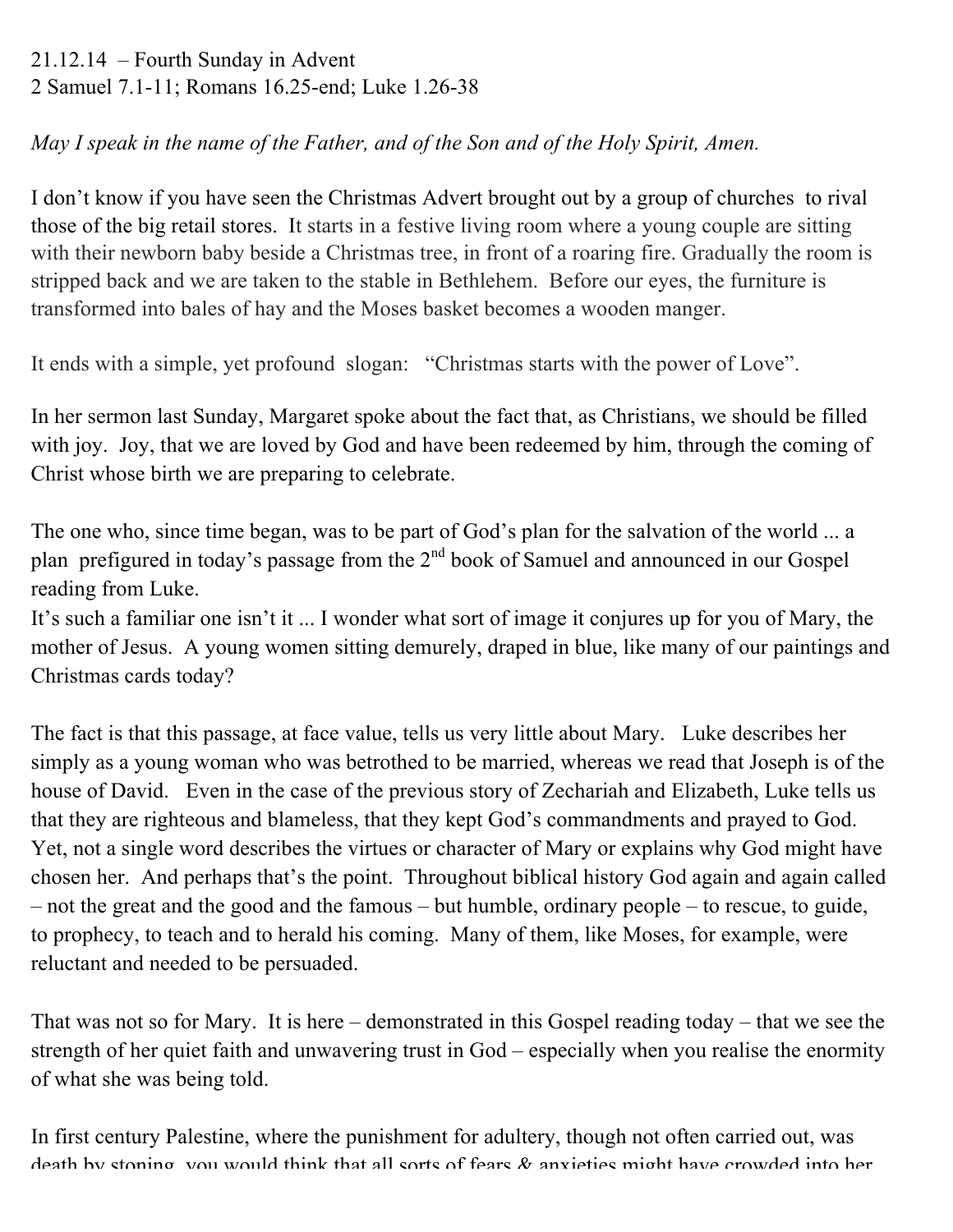21.12.14 – Fourth Sunday in Advent
2 Samuel 7.1-11; Romans 16.25-end; Luke 1.26-38

*May I speak in the name of the Father, and of the Son and of the Holy Spirit, Amen.*

I don't know if you have seen the Christmas Advert brought out by a group of churches to rival those of the big retail stores. It starts in a festive living room where a young couple are sitting with their newborn baby beside a Christmas tree, in front of a roaring fire. Gradually the room is stripped back and we are taken to the stable in Bethlehem. Before our eyes, the furniture is transformed into bales of hay and the Moses basket becomes a wooden manger.

It ends with a simple, yet profound slogan: "Christmas starts with the power of Love".

In her sermon last Sunday, Margaret spoke about the fact that, as Christians, we should be filled with joy. Joy, that we are loved by God and have been redeemed by him, through the coming of Christ whose birth we are preparing to celebrate.

The one who, since time began, was to be part of God's plan for the salvation of the world ... a plan prefigured in today's passage from the 2nd book of Samuel and announced in our Gospel reading from Luke.
It's such a familiar one isn't it ... I wonder what sort of image it conjures up for you of Mary, the mother of Jesus. A young women sitting demurely, draped in blue, like many of our paintings and Christmas cards today?

The fact is that this passage, at face value, tells us very little about Mary. Luke describes her simply as a young woman who was betrothed to be married, whereas we read that Joseph is of the house of David. Even in the case of the previous story of Zechariah and Elizabeth, Luke tells us that they are righteous and blameless, that they kept God's commandments and prayed to God. Yet, not a single word describes the virtues or character of Mary or explains why God might have chosen her. And perhaps that's the point. Throughout biblical history God again and again called – not the great and the good and the famous – but humble, ordinary people – to rescue, to guide, to prophecy, to teach and to herald his coming. Many of them, like Moses, for example, were reluctant and needed to be persuaded.

That was not so for Mary. It is here – demonstrated in this Gospel reading today – that we see the strength of her quiet faith and unwavering trust in God – especially when you realise the enormity of what she was being told.

In first century Palestine, where the punishment for adultery, though not often carried out, was death by stoning, you would think that all sorts of fears & anxieties might have crowded into her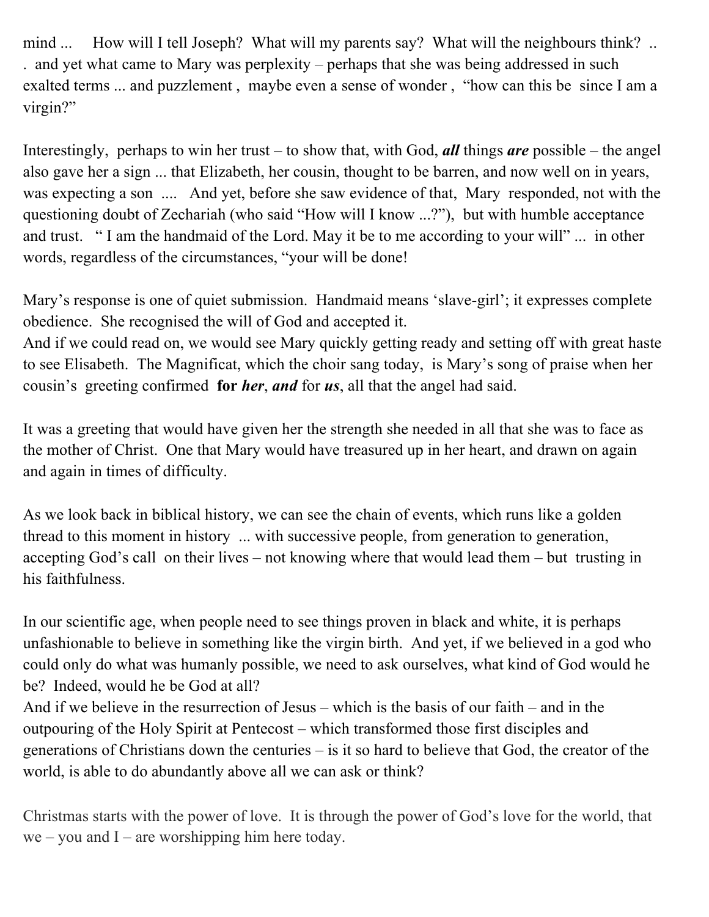mind ... How will I tell Joseph? What will my parents say? What will the neighbours think? .. . and yet what came to Mary was perplexity – perhaps that she was being addressed in such exalted terms ... and puzzlement , maybe even a sense of wonder , "how can this be since I am a virgin?"

Interestingly, perhaps to win her trust – to show that, with God, ***all*** things ***are*** possible – the angel also gave her a sign ... that Elizabeth, her cousin, thought to be barren, and now well on in years, was expecting a son .... And yet, before she saw evidence of that, Mary responded, not with the questioning doubt of Zechariah (who said "How will I know ...?"), but with humble acceptance and trust. " I am the handmaid of the Lord. May it be to me according to your will" ... in other words, regardless of the circumstances, "your will be done!

Mary's response is one of quiet submission. Handmaid means 'slave-girl'; it expresses complete obedience. She recognised the will of God and accepted it.
And if we could read on, we would see Mary quickly getting ready and setting off with great haste to see Elisabeth. The Magnificat, which the choir sang today, is Mary's song of praise when her cousin's greeting confirmed **for *her***, ***and*** for ***us***, all that the angel had said.

It was a greeting that would have given her the strength she needed in all that she was to face as the mother of Christ. One that Mary would have treasured up in her heart, and drawn on again and again in times of difficulty.

As we look back in biblical history, we can see the chain of events, which runs like a golden thread to this moment in history ... with successive people, from generation to generation, accepting God's call on their lives – not knowing where that would lead them – but trusting in his faithfulness.

In our scientific age, when people need to see things proven in black and white, it is perhaps unfashionable to believe in something like the virgin birth. And yet, if we believed in a god who could only do what was humanly possible, we need to ask ourselves, what kind of God would he be? Indeed, would he be God at all?
And if we believe in the resurrection of Jesus – which is the basis of our faith – and in the outpouring of the Holy Spirit at Pentecost – which transformed those first disciples and generations of Christians down the centuries – is it so hard to believe that God, the creator of the world, is able to do abundantly above all we can ask or think?

Christmas starts with the power of love. It is through the power of God's love for the world, that we – you and I – are worshipping him here today.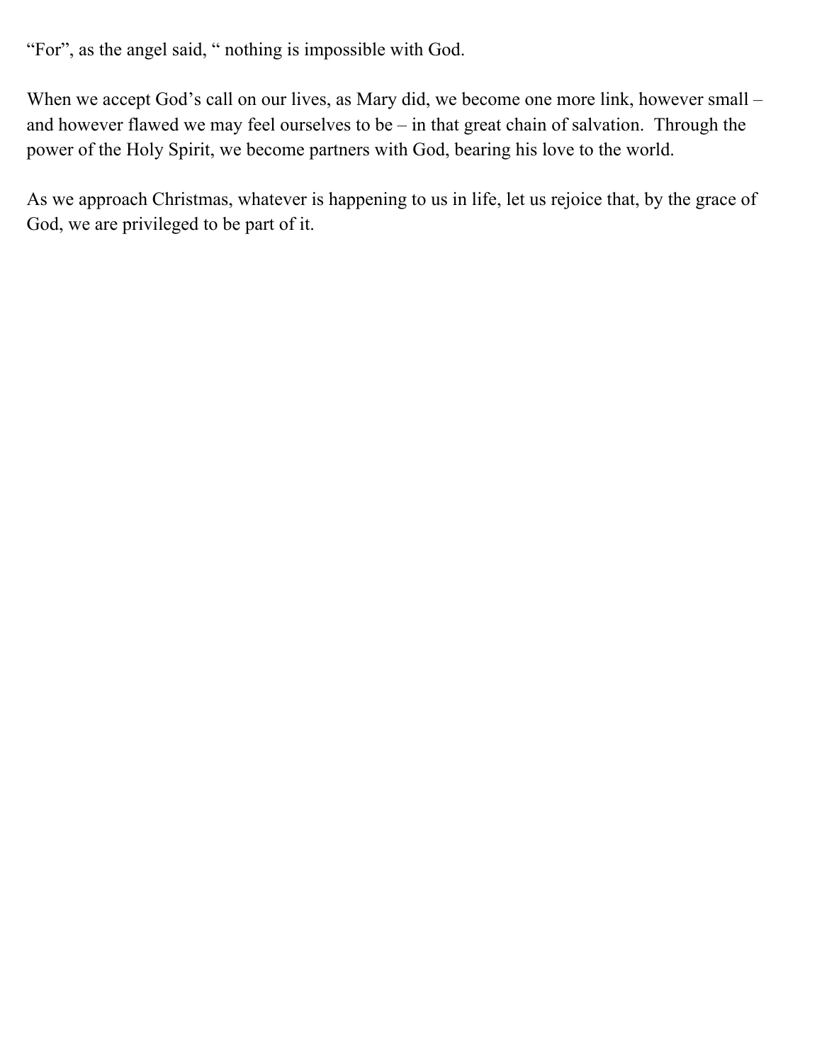“For”, as the angel said, “ nothing is impossible with God.

When we accept God’s call on our lives, as Mary did, we become one more link, however small – and however flawed we may feel ourselves to be – in that great chain of salvation. Through the power of the Holy Spirit, we become partners with God, bearing his love to the world.

As we approach Christmas, whatever is happening to us in life, let us rejoice that, by the grace of God, we are privileged to be part of it.